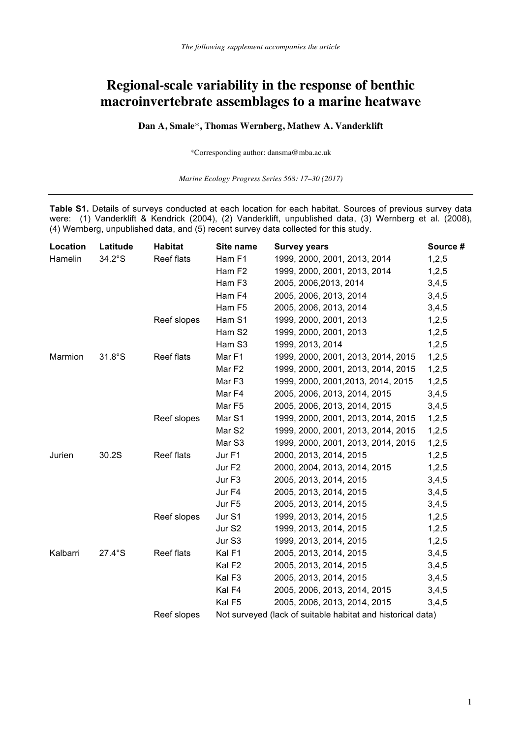*The following supplement accompanies the article*

# Regional-scale variability in the response of benthic macroinvertebrate assemblages to a marine heatwave

**Dan A, Smale***, **Thomas Wernberg, Mathew A. Vanderklift**

*Corresponding author: dansma@mba.ac.uk

*Marine Ecology Progress Series 568: 17–30 (2017)*

---

**Table S1.** Details of surveys conducted at each location for each habitat. Sources of previous survey data were: (1) Vanderklift & Kendrick (2004), (2) Vanderklift, unpublished data, (3) Wernberg et al. (2008), (4) Wernberg, unpublished data, and (5) recent survey data collected for this study.

| Location | Latitude | Habitat | Site name | Survey years | Source # |
|---|---|---|---|---|---|
| Hamelin | 34.2°S | Reef flats | Ham F1 | 1999, 2000, 2001, 2013, 2014 | 1,2,5 |
| | | | Ham F2 | 1999, 2000, 2001, 2013, 2014 | 1,2,5 |
| | | | Ham F3 | 2005, 2006,2013, 2014 | 3,4,5 |
| | | | Ham F4 | 2005, 2006, 2013, 2014 | 3,4,5 |
| | | | Ham F5 | 2005, 2006, 2013, 2014 | 3,4,5 |
| | | Reef slopes | Ham S1 | 1999, 2000, 2001, 2013 | 1,2,5 |
| | | | Ham S2 | 1999, 2000, 2001, 2013 | 1,2,5 |
| | | | Ham S3 | 1999, 2013, 2014 | 1,2,5 |
| Marmion | 31.8°S | Reef flats | Mar F1 | 1999, 2000, 2001, 2013, 2014, 2015 | 1,2,5 |
| | | | Mar F2 | 1999, 2000, 2001, 2013, 2014, 2015 | 1,2,5 |
| | | | Mar F3 | 1999, 2000, 2001,2013, 2014, 2015 | 1,2,5 |
| | | | Mar F4 | 2005, 2006, 2013, 2014, 2015 | 3,4,5 |
| | | | Mar F5 | 2005, 2006, 2013, 2014, 2015 | 3,4,5 |
| | | Reef slopes | Mar S1 | 1999, 2000, 2001, 2013, 2014, 2015 | 1,2,5 |
| | | | Mar S2 | 1999, 2000, 2001, 2013, 2014, 2015 | 1,2,5 |
| | | | Mar S3 | 1999, 2000, 2001, 2013, 2014, 2015 | 1,2,5 |
| Jurien | 30.2S | Reef flats | Jur F1 | 2000, 2013, 2014, 2015 | 1,2,5 |
| | | | Jur F2 | 2000, 2004, 2013, 2014, 2015 | 1,2,5 |
| | | | Jur F3 | 2005, 2013, 2014, 2015 | 3,4,5 |
| | | | Jur F4 | 2005, 2013, 2014, 2015 | 3,4,5 |
| | | | Jur F5 | 2005, 2013, 2014, 2015 | 3,4,5 |
| | | Reef slopes | Jur S1 | 1999, 2013, 2014, 2015 | 1,2,5 |
| | | | Jur S2 | 1999, 2013, 2014, 2015 | 1,2,5 |
| | | | Jur S3 | 1999, 2013, 2014, 2015 | 1,2,5 |
| Kalbarri | 27.4°S | Reef flats | Kal F1 | 2005, 2013, 2014, 2015 | 3,4,5 |
| | | | Kal F2 | 2005, 2013, 2014, 2015 | 3,4,5 |
| | | | Kal F3 | 2005, 2013, 2014, 2015 | 3,4,5 |
| | | | Kal F4 | 2005, 2006, 2013, 2014, 2015 | 3,4,5 |
| | | | Kal F5 | 2005, 2006, 2013, 2014, 2015 | 3,4,5 |
| | | Reef slopes | Not surveyed (lack of suitable habitat and historical data) | | |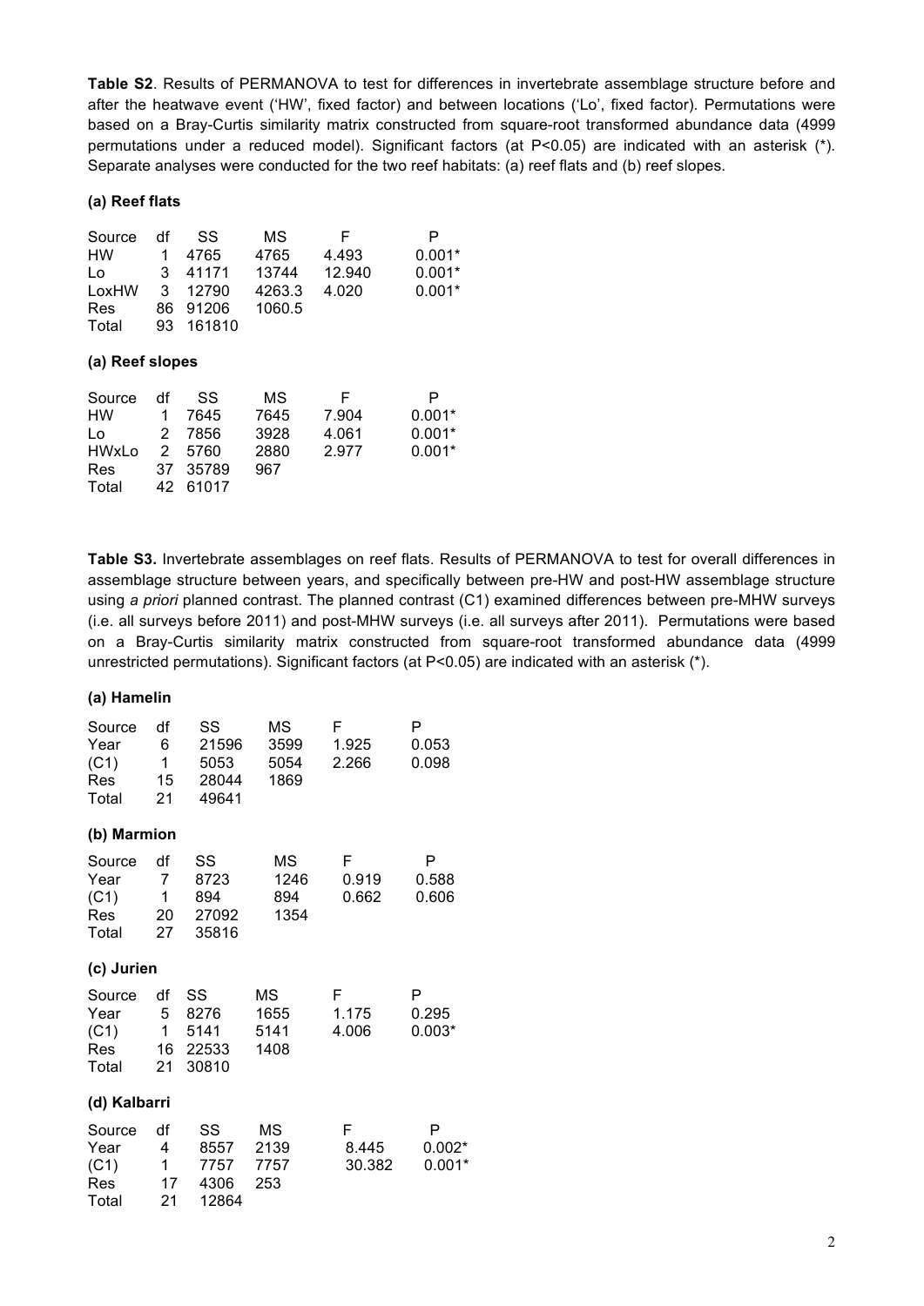**Table S2**. Results of PERMANOVA to test for differences in invertebrate assemblage structure before and after the heatwave event ('HW', fixed factor) and between locations ('Lo', fixed factor). Permutations were based on a Bray-Curtis similarity matrix constructed from square-root transformed abundance data (4999 permutations under a reduced model). Significant factors (at P<0.05) are indicated with an asterisk (*). Separate analyses were conducted for the two reef habitats: (a) reef flats and (b) reef slopes.

**(a) Reef flats**

| Source | df | SS | MS | F | P |
|---|---|---|---|---|---|
| HW | 1 | 4765 | 4765 | 4.493 | 0.001* |
| Lo | 3 | 41171 | 13744 | 12.940 | 0.001* |
| LoxHW | 3 | 12790 | 4263.3 | 4.020 | 0.001* |
| Res | 86 | 91206 | 1060.5 | | |
| Total | 93 | 161810 | | | |

**(a) Reef slopes**

| Source | df | SS | MS | F | P |
|---|---|---|---|---|---|
| HW | 1 | 7645 | 7645 | 7.904 | 0.001* |
| Lo | 2 | 7856 | 3928 | 4.061 | 0.001* |
| HWxLo | 2 | 5760 | 2880 | 2.977 | 0.001* |
| Res | 37 | 35789 | 967 | | |
| Total | 42 | 61017 | | | |

**Table S3.** Invertebrate assemblages on reef flats. Results of PERMANOVA to test for overall differences in assemblage structure between years, and specifically between pre-HW and post-HW assemblage structure using *a priori* planned contrast. The planned contrast (C1) examined differences between pre-MHW surveys (i.e. all surveys before 2011) and post-MHW surveys (i.e. all surveys after 2011). Permutations were based on a Bray-Curtis similarity matrix constructed from square-root transformed abundance data (4999 unrestricted permutations). Significant factors (at P<0.05) are indicated with an asterisk (*).

**(a) Hamelin**

| Source | df | SS | MS | F | P |
|---|---|---|---|---|---|
| Year | 6 | 21596 | 3599 | 1.925 | 0.053 |
| (C1) | 1 | 5053 | 5054 | 2.266 | 0.098 |
| Res | 15 | 28044 | 1869 | | |
| Total | 21 | 49641 | | | |

**(b) Marmion**

| Source | df | SS | MS | F | P |
|---|---|---|---|---|---|
| Year | 7 | 8723 | 1246 | 0.919 | 0.588 |
| (C1) | 1 | 894 | 894 | 0.662 | 0.606 |
| Res | 20 | 27092 | 1354 | | |
| Total | 27 | 35816 | | | |

**(c) Jurien**

| Source | df | SS | MS | F | P |
|---|---|---|---|---|---|
| Year | 5 | 8276 | 1655 | 1.175 | 0.295 |
| (C1) | 1 | 5141 | 5141 | 4.006 | 0.003* |
| Res | 16 | 22533 | 1408 | | |
| Total | 21 | 30810 | | | |

**(d) Kalbarri**

| Source | df | SS | MS | F | P |
|---|---|---|---|---|---|
| Year | 4 | 8557 | 2139 | 8.445 | 0.002* |
| (C1) | 1 | 7757 | 7757 | 30.382 | 0.001* |
| Res | 17 | 4306 | 253 | | |
| Total | 21 | 12864 | | | |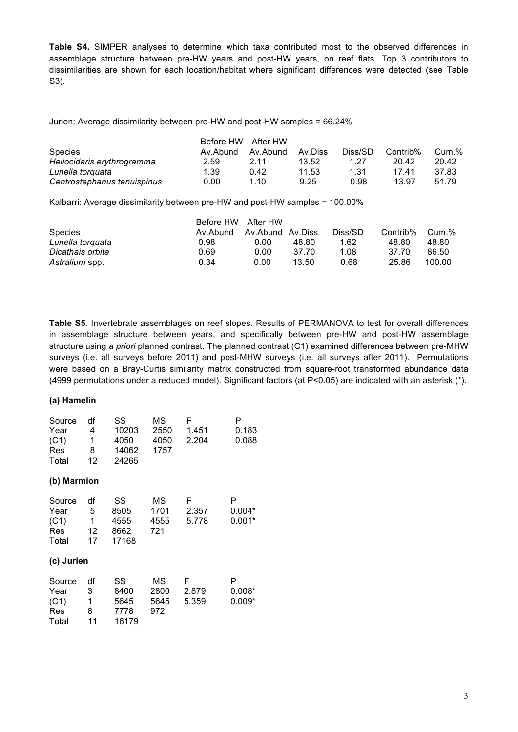**Table S4.** SIMPER analyses to determine which taxa contributed most to the observed differences in assemblage structure between pre-HW years and post-HW years, on reef flats. Top 3 contributors to dissimilarities are shown for each location/habitat where significant differences were detected (see Table S3).

Jurien: Average dissimilarity between pre-HW and post-HW samples = 66.24%

| Species | Before HW Av.Abund | After HW Av.Abund | Av.Diss | Diss/SD | Contrib% | Cum.% |
|---|---|---|---|---|---|---|
| *Heliocidaris erythrogramma* | 2.59 | 2.11 | 13.52 | 1.27 | 20.42 | 20.42 |
| *Lunella torquata* | 1.39 | 0.42 | 11.53 | 1.31 | 17.41 | 37.83 |
| *Centrostephanus tenuispinus* | 0.00 | 1.10 | 9.25 | 0.98 | 13.97 | 51.79 |

Kalbarri: Average dissimilarity between pre-HW and post-HW samples = 100.00%

| Species | Before HW Av.Abund | After HW Av.Abund | Av.Diss | Diss/SD | Contrib% | Cum.% |
|---|---|---|---|---|---|---|
| *Lunella torquata* | 0.98 | 0.00 | 48.80 | 1.62 | 48.80 | 48.80 |
| *Dicathais orbita* | 0.69 | 0.00 | 37.70 | 1.08 | 37.70 | 86.50 |
| *Astralium* spp. | 0.34 | 0.00 | 13.50 | 0.68 | 25.86 | 100.00 |

**Table S5.** Invertebrate assemblages on reef slopes. Results of PERMANOVA to test for overall differences in assemblage structure between years, and specifically between pre-HW and post-HW assemblage structure using *a priori* planned contrast. The planned contrast (C1) examined differences between pre-MHW surveys (i.e. all surveys before 2011) and post-MHW surveys (i.e. all surveys after 2011). Permutations were based on a Bray-Curtis similarity matrix constructed from square-root transformed abundance data (4999 permutations under a reduced model). Significant factors (at P<0.05) are indicated with an asterisk (*).

**(a) Hamelin**

| Source | df | SS | MS | F | P |
|---|---|---|---|---|---|
| Year | 4 | 10203 | 2550 | 1.451 | 0.183 |
| (C1) | 1 | 4050 | 4050 | 2.204 | 0.088 |
| Res | 8 | 14062 | 1757 | | |
| Total | 12 | 24265 | | | |

**(b) Marmion**

| Source | df | SS | MS | F | P |
|---|---|---|---|---|---|
| Year | 5 | 8505 | 1701 | 2.357 | 0.004* |
| (C1) | 1 | 4555 | 4555 | 5.778 | 0.001* |
| Res | 12 | 8662 | 721 | | |
| Total | 17 | 17168 | | | |

**(c) Jurien**

| Source | df | SS | MS | F | P |
|---|---|---|---|---|---|
| Year | 3 | 8400 | 2800 | 2.879 | 0.008* |
| (C1) | 1 | 5645 | 5645 | 5.359 | 0.009* |
| Res | 8 | 7778 | 972 | | |
| Total | 11 | 16179 | | | |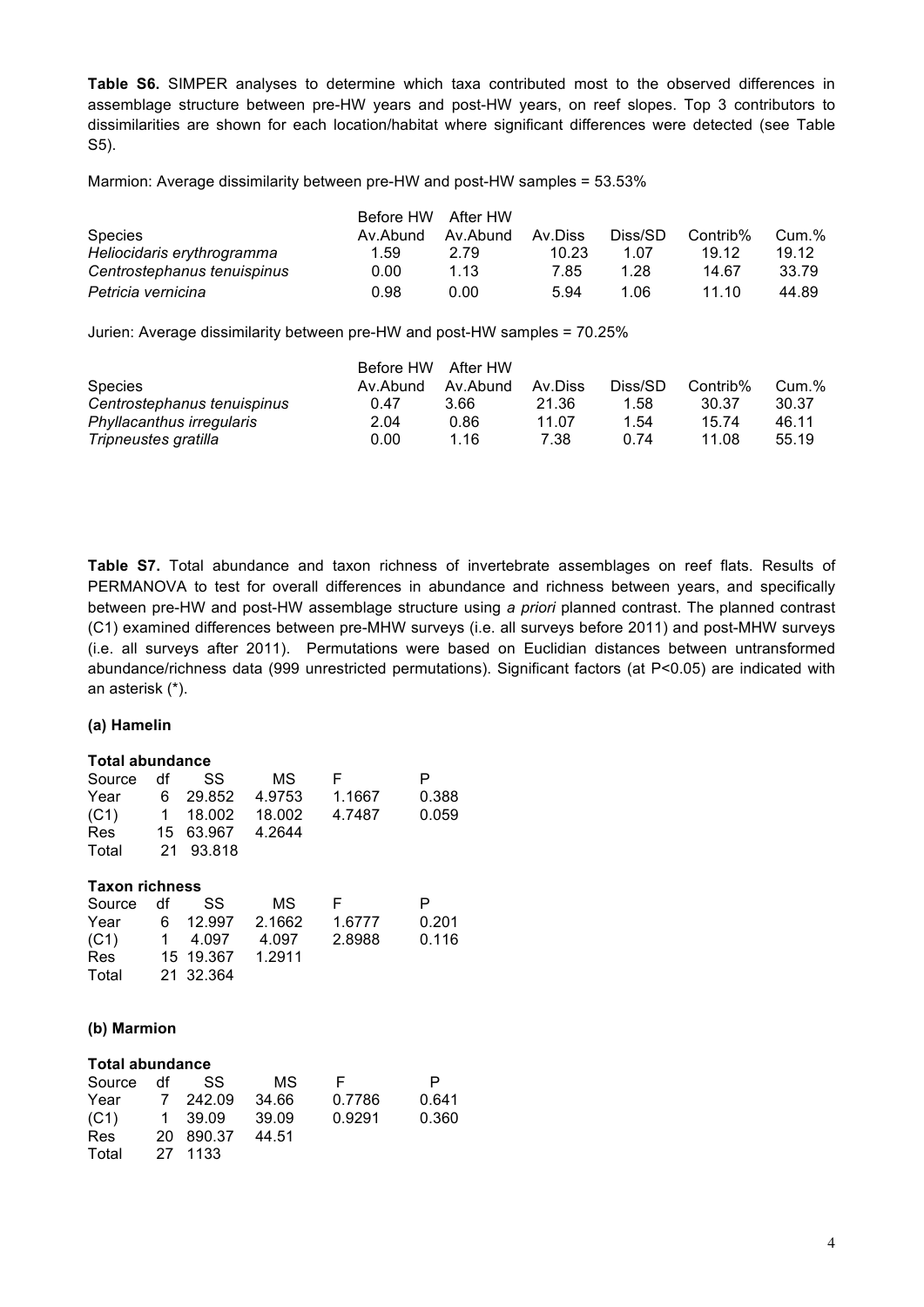**Table S6.** SIMPER analyses to determine which taxa contributed most to the observed differences in assemblage structure between pre-HW years and post-HW years, on reef slopes. Top 3 contributors to dissimilarities are shown for each location/habitat where significant differences were detected (see Table S5).

Marmion: Average dissimilarity between pre-HW and post-HW samples = 53.53%

| Species | Before HW Av.Abund | After HW Av.Abund | Av.Diss | Diss/SD | Contrib% | Cum.% |
|---|---|---|---|---|---|---|
| *Heliocidaris erythrogramma* | 1.59 | 2.79 | 10.23 | 1.07 | 19.12 | 19.12 |
| *Centrostephanus tenuispinus* | 0.00 | 1.13 | 7.85 | 1.28 | 14.67 | 33.79 |
| *Petricia vernicina* | 0.98 | 0.00 | 5.94 | 1.06 | 11.10 | 44.89 |

Jurien: Average dissimilarity between pre-HW and post-HW samples = 70.25%

| Species | Before HW Av.Abund | After HW Av.Abund | Av.Diss | Diss/SD | Contrib% | Cum.% |
|---|---|---|---|---|---|---|
| *Centrostephanus tenuispinus* | 0.47 | 3.66 | 21.36 | 1.58 | 30.37 | 30.37 |
| *Phyllacanthus irregularis* | 2.04 | 0.86 | 11.07 | 1.54 | 15.74 | 46.11 |
| *Tripneustes gratilla* | 0.00 | 1.16 | 7.38 | 0.74 | 11.08 | 55.19 |

**Table S7.** Total abundance and taxon richness of invertebrate assemblages on reef flats. Results of PERMANOVA to test for overall differences in abundance and richness between years, and specifically between pre-HW and post-HW assemblage structure using *a priori* planned contrast. The planned contrast (C1) examined differences between pre-MHW surveys (i.e. all surveys before 2011) and post-MHW surveys (i.e. all surveys after 2011). Permutations were based on Euclidian distances between untransformed abundance/richness data (999 unrestricted permutations). Significant factors (at P<0.05) are indicated with an asterisk (*).

**(a) Hamelin**

**Total abundance**

| Source | df | SS | MS | F | P |
|---|---|---|---|---|---|
| Year | 6 | 29.852 | 4.9753 | 1.1667 | 0.388 |
| (C1) | 1 | 18.002 | 18.002 | 4.7487 | 0.059 |
| Res | 15 | 63.967 | 4.2644 | | |
| Total | 21 | 93.818 | | | |

**Taxon richness**

| Source | df | SS | MS | F | P |
|---|---|---|---|---|---|
| Year | 6 | 12.997 | 2.1662 | 1.6777 | 0.201 |
| (C1) | 1 | 4.097 | 4.097 | 2.8988 | 0.116 |
| Res | 15 | 19.367 | 1.2911 | | |
| Total | 21 | 32.364 | | | |

**(b) Marmion**

**Total abundance**

| Source | df | SS | MS | F | P |
|---|---|---|---|---|---|
| Year | 7 | 242.09 | 34.66 | 0.7786 | 0.641 |
| (C1) | 1 | 39.09 | 39.09 | 0.9291 | 0.360 |
| Res | 20 | 890.37 | 44.51 | | |
| Total | 27 | 1133 | | | |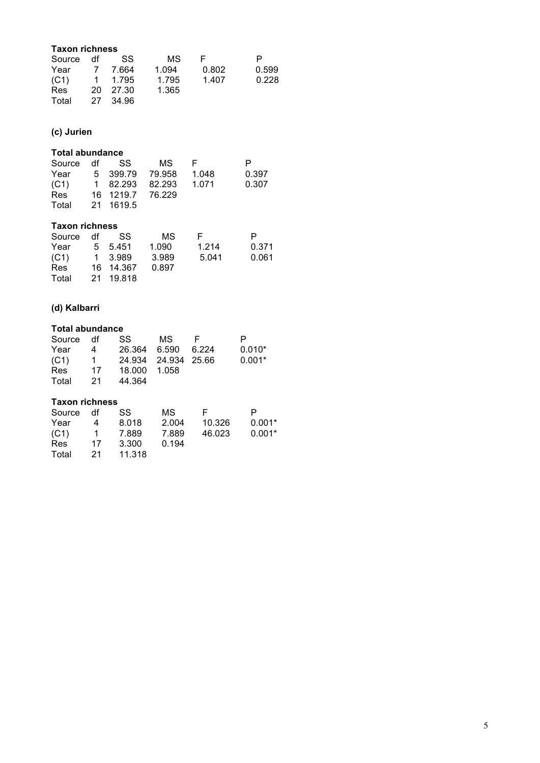**Taxon richness**

| Source | df | SS | MS | F | P |
|---|---|---|---|---|---|
| Year | 7 | 7.664 | 1.094 | 0.802 | 0.599 |
| (C1) | 1 | 1.795 | 1.795 | 1.407 | 0.228 |
| Res | 20 | 27.30 | 1.365 | | |
| Total | 27 | 34.96 | | | |

**(c) Jurien**

**Total abundance**

| Source | df | SS | MS | F | P |
|---|---|---|---|---|---|
| Year | 5 | 399.79 | 79.958 | 1.048 | 0.397 |
| (C1) | 1 | 82.293 | 82.293 | 1.071 | 0.307 |
| Res | 16 | 1219.7 | 76.229 | | |
| Total | 21 | 1619.5 | | | |

**Taxon richness**

| Source | df | SS | MS | F | P |
|---|---|---|---|---|---|
| Year | 5 | 5.451 | 1.090 | 1.214 | 0.371 |
| (C1) | 1 | 3.989 | 3.989 | 5.041 | 0.061 |
| Res | 16 | 14.367 | 0.897 | | |
| Total | 21 | 19.818 | | | |

**(d) Kalbarri**

**Total abundance**

| Source | df | SS | MS | F | P |
|---|---|---|---|---|---|
| Year | 4 | 26.364 | 6.590 | 6.224 | 0.010* |
| (C1) | 1 | 24.934 | 24.934 | 25.66 | 0.001* |
| Res | 17 | 18.000 | 1.058 | | |
| Total | 21 | 44.364 | | | |

**Taxon richness**

| Source | df | SS | MS | F | P |
|---|---|---|---|---|---|
| Year | 4 | 8.018 | 2.004 | 10.326 | 0.001* |
| (C1) | 1 | 7.889 | 7.889 | 46.023 | 0.001* |
| Res | 17 | 3.300 | 0.194 | | |
| Total | 21 | 11.318 | | | |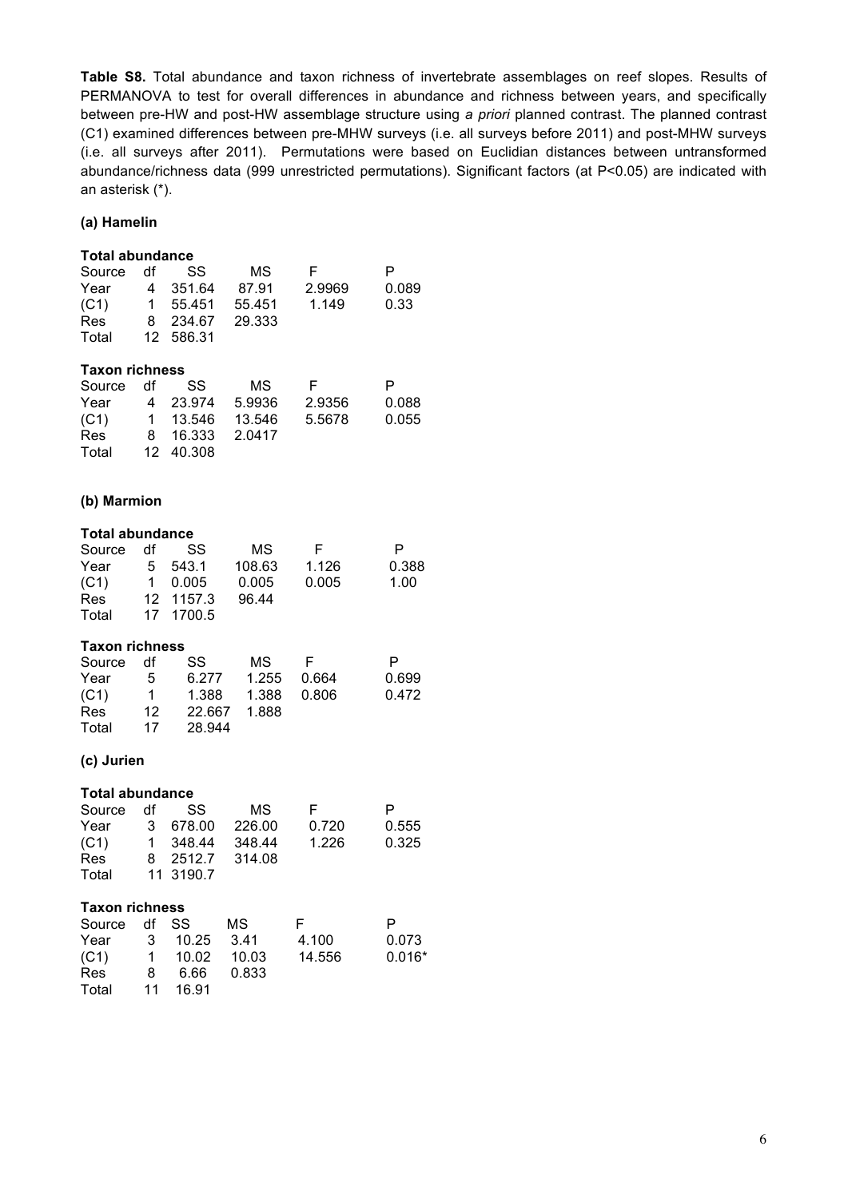**Table S8.** Total abundance and taxon richness of invertebrate assemblages on reef slopes. Results of PERMANOVA to test for overall differences in abundance and richness between years, and specifically between pre-HW and post-HW assemblage structure using *a priori* planned contrast. The planned contrast (C1) examined differences between pre-MHW surveys (i.e. all surveys before 2011) and post-MHW surveys (i.e. all surveys after 2011). Permutations were based on Euclidian distances between untransformed abundance/richness data (999 unrestricted permutations). Significant factors (at P<0.05) are indicated with an asterisk (*).

**(a) Hamelin**

**Total abundance**

| Source | df | SS | MS | F | P |
|---|---|---|---|---|---|
| Year | 4 | 351.64 | 87.91 | 2.9969 | 0.089 |
| (C1) | 1 | 55.451 | 55.451 | 1.149 | 0.33 |
| Res | 8 | 234.67 | 29.333 | | |
| Total | 12 | 586.31 | | | |

**Taxon richness**

| Source | df | SS | MS | F | P |
|---|---|---|---|---|---|
| Year | 4 | 23.974 | 5.9936 | 2.9356 | 0.088 |
| (C1) | 1 | 13.546 | 13.546 | 5.5678 | 0.055 |
| Res | 8 | 16.333 | 2.0417 | | |
| Total | 12 | 40.308 | | | |

**(b) Marmion**

**Total abundance**

| Source | df | SS | MS | F | P |
|---|---|---|---|---|---|
| Year | 5 | 543.1 | 108.63 | 1.126 | 0.388 |
| (C1) | 1 | 0.005 | 0.005 | 0.005 | 1.00 |
| Res | 12 | 1157.3 | 96.44 | | |
| Total | 17 | 1700.5 | | | |

**Taxon richness**

| Source | df | SS | MS | F | P |
|---|---|---|---|---|---|
| Year | 5 | 6.277 | 1.255 | 0.664 | 0.699 |
| (C1) | 1 | 1.388 | 1.388 | 0.806 | 0.472 |
| Res | 12 | 22.667 | 1.888 | | |
| Total | 17 | 28.944 | | | |

**(c) Jurien**

**Total abundance**

| Source | df | SS | MS | F | P |
|---|---|---|---|---|---|
| Year | 3 | 678.00 | 226.00 | 0.720 | 0.555 |
| (C1) | 1 | 348.44 | 348.44 | 1.226 | 0.325 |
| Res | 8 | 2512.7 | 314.08 | | |
| Total | 11 | 3190.7 | | | |

**Taxon richness**

| Source | df | SS | MS | F | P |
|---|---|---|---|---|---|
| Year | 3 | 10.25 | 3.41 | 4.100 | 0.073 |
| (C1) | 1 | 10.02 | 10.03 | 14.556 | 0.016* |
| Res | 8 | 6.66 | 0.833 | | |
| Total | 11 | 16.91 | | | |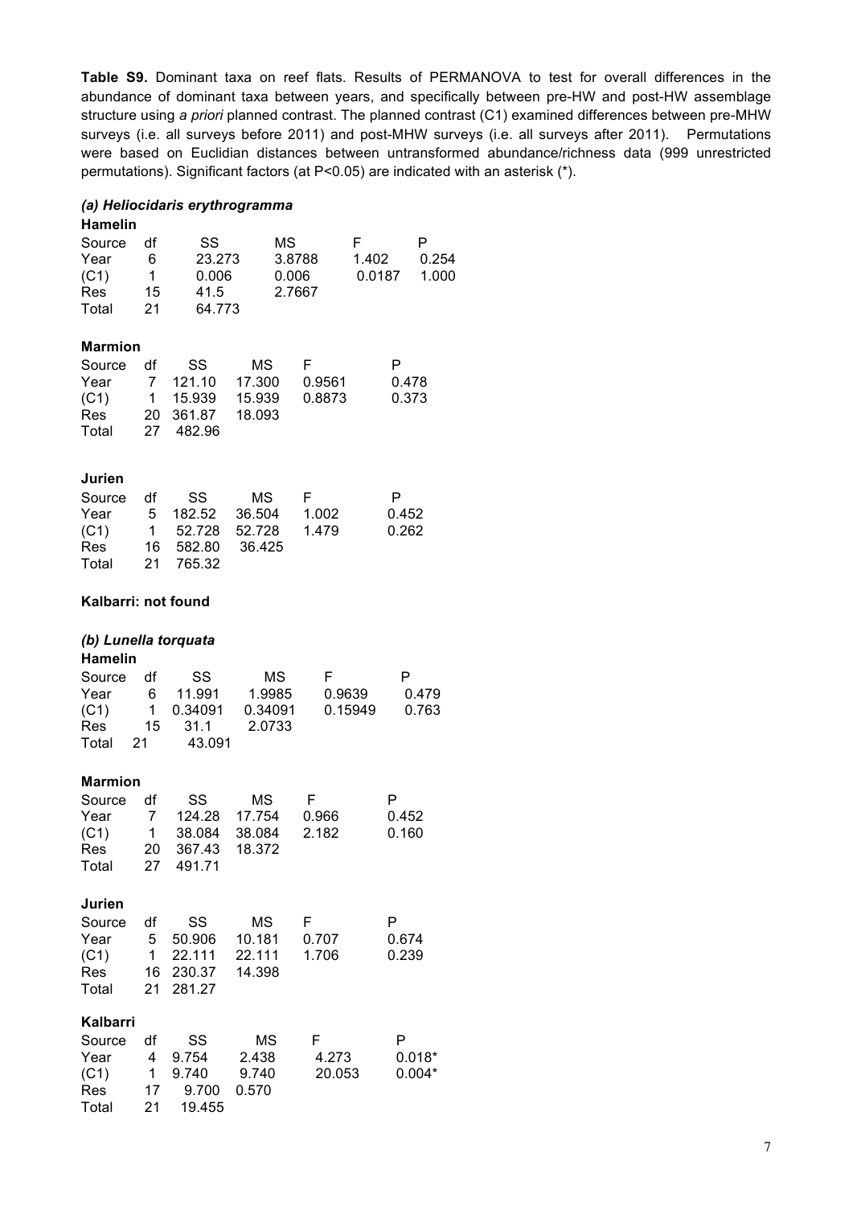**Table S9.** Dominant taxa on reef flats. Results of PERMANOVA to test for overall differences in the abundance of dominant taxa between years, and specifically between pre-HW and post-HW assemblage structure using *a priori* planned contrast. The planned contrast (C1) examined differences between pre-MHW surveys (i.e. all surveys before 2011) and post-MHW surveys (i.e. all surveys after 2011). Permutations were based on Euclidian distances between untransformed abundance/richness data (999 unrestricted permutations). Significant factors (at P<0.05) are indicated with an asterisk (*).

### *(a) Heliocidaris erythrogramma*

**Hamelin**

| Source | df | SS | MS | F | P |
|---|---|---|---|---|---|
| Year | 6 | 23.273 | 3.8788 | 1.402 | 0.254 |
| (C1) | 1 | 0.006 | 0.006 | 0.0187 | 1.000 |
| Res | 15 | 41.5 | 2.7667 | | |
| Total | 21 | 64.773 | | | |

**Marmion**

| Source | df | SS | MS | F | P |
|---|---|---|---|---|---|
| Year | 7 | 121.10 | 17.300 | 0.9561 | 0.478 |
| (C1) | 1 | 15.939 | 15.939 | 0.8873 | 0.373 |
| Res | 20 | 361.87 | 18.093 | | |
| Total | 27 | 482.96 | | | |

**Jurien**

| Source | df | SS | MS | F | P |
|---|---|---|---|---|---|
| Year | 5 | 182.52 | 36.504 | 1.002 | 0.452 |
| (C1) | 1 | 52.728 | 52.728 | 1.479 | 0.262 |
| Res | 16 | 582.80 | 36.425 | | |
| Total | 21 | 765.32 | | | |

**Kalbarri: not found**

### *(b) Lunella torquata*

**Hamelin**

| Source | df | SS | MS | F | P |
|---|---|---|---|---|---|
| Year | 6 | 11.991 | 1.9985 | 0.9639 | 0.479 |
| (C1) | 1 | 0.34091 | 0.34091 | 0.15949 | 0.763 |
| Res | 15 | 31.1 | 2.0733 | | |
| Total | 21 | 43.091 | | | |

**Marmion**

| Source | df | SS | MS | F | P |
|---|---|---|---|---|---|
| Year | 7 | 124.28 | 17.754 | 0.966 | 0.452 |
| (C1) | 1 | 38.084 | 38.084 | 2.182 | 0.160 |
| Res | 20 | 367.43 | 18.372 | | |
| Total | 27 | 491.71 | | | |

**Jurien**

| Source | df | SS | MS | F | P |
|---|---|---|---|---|---|
| Year | 5 | 50.906 | 10.181 | 0.707 | 0.674 |
| (C1) | 1 | 22.111 | 22.111 | 1.706 | 0.239 |
| Res | 16 | 230.37 | 14.398 | | |
| Total | 21 | 281.27 | | | |

**Kalbarri**

| Source | df | SS | MS | F | P |
|---|---|---|---|---|---|
| Year | 4 | 9.754 | 2.438 | 4.273 | 0.018* |
| (C1) | 1 | 9.740 | 9.740 | 20.053 | 0.004* |
| Res | 17 | 9.700 | 0.570 | | |
| Total | 21 | 19.455 | | | |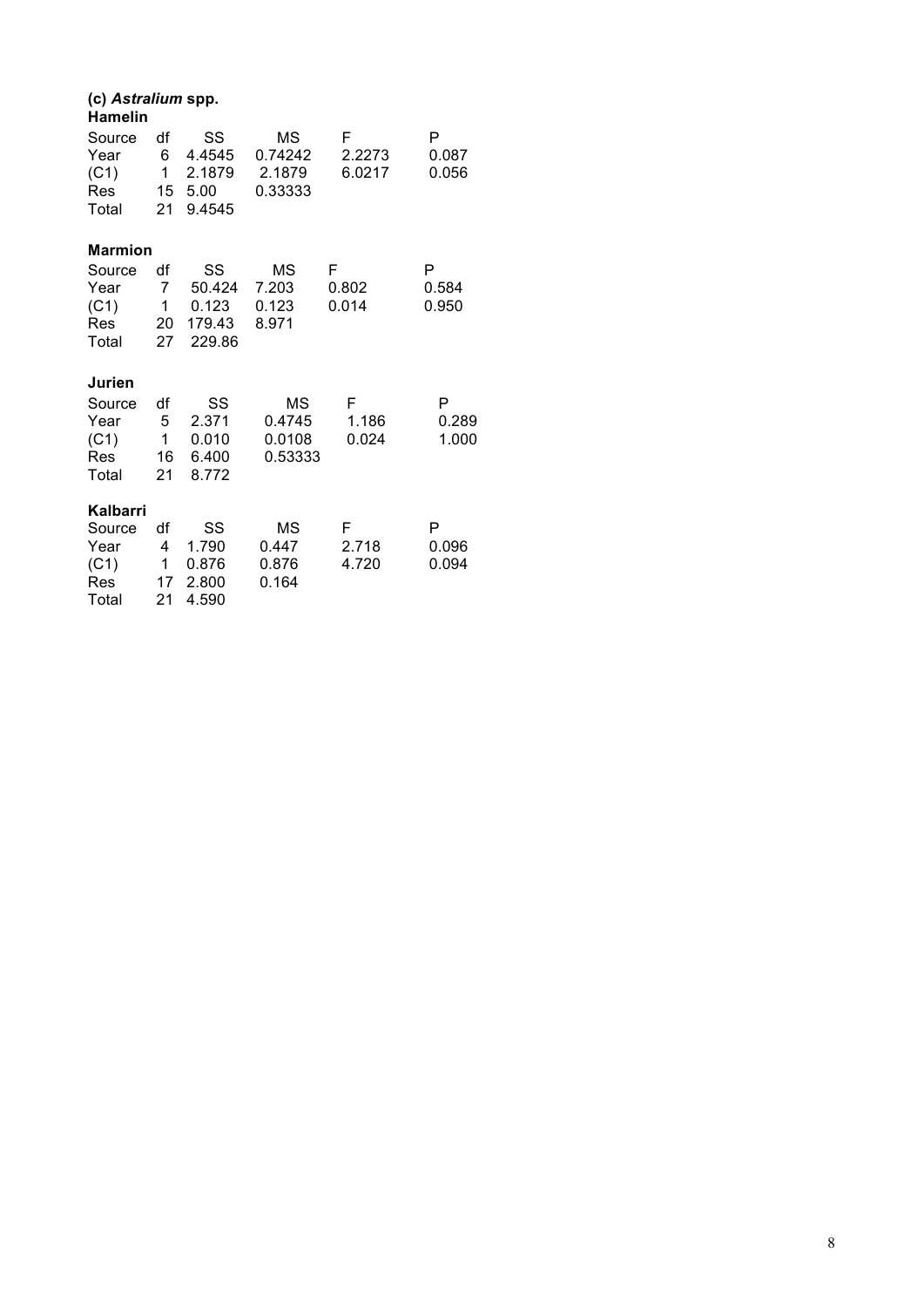**(c) *Astralium* spp.**

**Hamelin**

| Source | df | SS | MS | F | P |
|---|---|---|---|---|---|
| Year | 6 | 4.4545 | 0.74242 | 2.2273 | 0.087 |
| (C1) | 1 | 2.1879 | 2.1879 | 6.0217 | 0.056 |
| Res | 15 | 5.00 | 0.33333 | | |
| Total | 21 | 9.4545 | | | |

**Marmion**

| Source | df | SS | MS | F | P |
|---|---|---|---|---|---|
| Year | 7 | 50.424 | 7.203 | 0.802 | 0.584 |
| (C1) | 1 | 0.123 | 0.123 | 0.014 | 0.950 |
| Res | 20 | 179.43 | 8.971 | | |
| Total | 27 | 229.86 | | | |

**Jurien**

| Source | df | SS | MS | F | P |
|---|---|---|---|---|---|
| Year | 5 | 2.371 | 0.4745 | 1.186 | 0.289 |
| (C1) | 1 | 0.010 | 0.0108 | 0.024 | 1.000 |
| Res | 16 | 6.400 | 0.53333 | | |
| Total | 21 | 8.772 | | | |

**Kalbarri**

| Source | df | SS | MS | F | P |
|---|---|---|---|---|---|
| Year | 4 | 1.790 | 0.447 | 2.718 | 0.096 |
| (C1) | 1 | 0.876 | 0.876 | 4.720 | 0.094 |
| Res | 17 | 2.800 | 0.164 | | |
| Total | 21 | 4.590 | | | |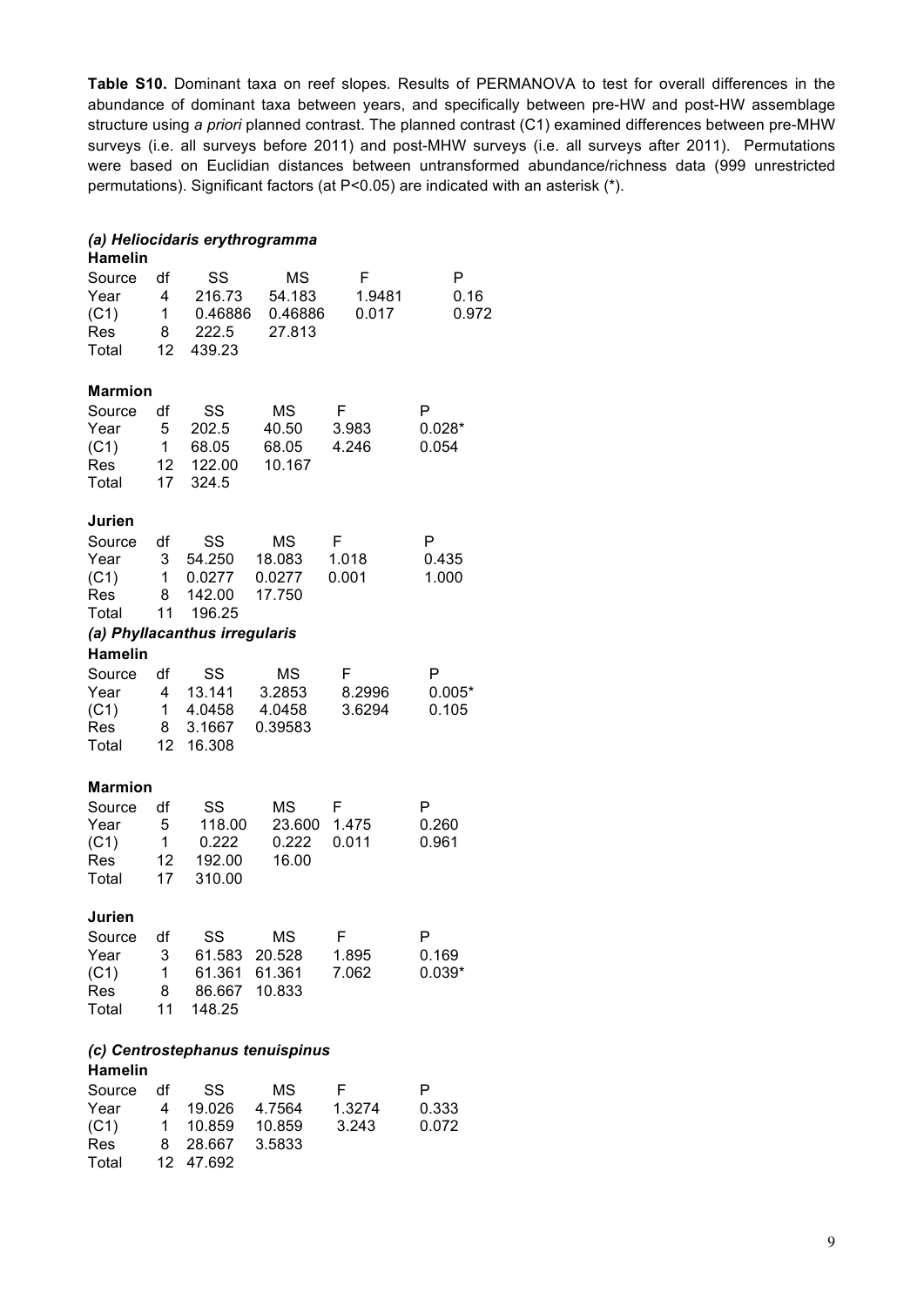**Table S10.** Dominant taxa on reef slopes. Results of PERMANOVA to test for overall differences in the abundance of dominant taxa between years, and specifically between pre-HW and post-HW assemblage structure using *a priori* planned contrast. The planned contrast (C1) examined differences between pre-MHW surveys (i.e. all surveys before 2011) and post-MHW surveys (i.e. all surveys after 2011). Permutations were based on Euclidian distances between untransformed abundance/richness data (999 unrestricted permutations). Significant factors (at P<0.05) are indicated with an asterisk (*).

### *(a) Heliocidaris erythrogramma*

**Hamelin**

| Source | df | SS | MS | F | P |
|---|---|---|---|---|---|
| Year | 4 | 216.73 | 54.183 | 1.9481 | 0.16 |
| (C1) | 1 | 0.46886 | 0.46886 | 0.017 | 0.972 |
| Res | 8 | 222.5 | 27.813 | | |
| Total | 12 | 439.23 | | | |

**Marmion**

| Source | df | SS | MS | F | P |
|---|---|---|---|---|---|
| Year | 5 | 202.5 | 40.50 | 3.983 | 0.028* |
| (C1) | 1 | 68.05 | 68.05 | 4.246 | 0.054 |
| Res | 12 | 122.00 | 10.167 | | |
| Total | 17 | 324.5 | | | |

**Jurien**

| Source | df | SS | MS | F | P |
|---|---|---|---|---|---|
| Year | 3 | 54.250 | 18.083 | 1.018 | 0.435 |
| (C1) | 1 | 0.0277 | 0.0277 | 0.001 | 1.000 |
| Res | 8 | 142.00 | 17.750 | | |
| Total | 11 | 196.25 | | | |

### *(a) Phyllacanthus irregularis*

**Hamelin**

| Source | df | SS | MS | F | P |
|---|---|---|---|---|---|
| Year | 4 | 13.141 | 3.2853 | 8.2996 | 0.005* |
| (C1) | 1 | 4.0458 | 4.0458 | 3.6294 | 0.105 |
| Res | 8 | 3.1667 | 0.39583 | | |
| Total | 12 | 16.308 | | | |

**Marmion**

| Source | df | SS | MS | F | P |
|---|---|---|---|---|---|
| Year | 5 | 118.00 | 23.600 | 1.475 | 0.260 |
| (C1) | 1 | 0.222 | 0.222 | 0.011 | 0.961 |
| Res | 12 | 192.00 | 16.00 | | |
| Total | 17 | 310.00 | | | |

**Jurien**

| Source | df | SS | MS | F | P |
|---|---|---|---|---|---|
| Year | 3 | 61.583 | 20.528 | 1.895 | 0.169 |
| (C1) | 1 | 61.361 | 61.361 | 7.062 | 0.039* |
| Res | 8 | 86.667 | 10.833 | | |
| Total | 11 | 148.25 | | | |

### *(c) Centrostephanus tenuispinus*

**Hamelin**

| Source | df | SS | MS | F | P |
|---|---|---|---|---|---|
| Year | 4 | 19.026 | 4.7564 | 1.3274 | 0.333 |
| (C1) | 1 | 10.859 | 10.859 | 3.243 | 0.072 |
| Res | 8 | 28.667 | 3.5833 | | |
| Total | 12 | 47.692 | | | |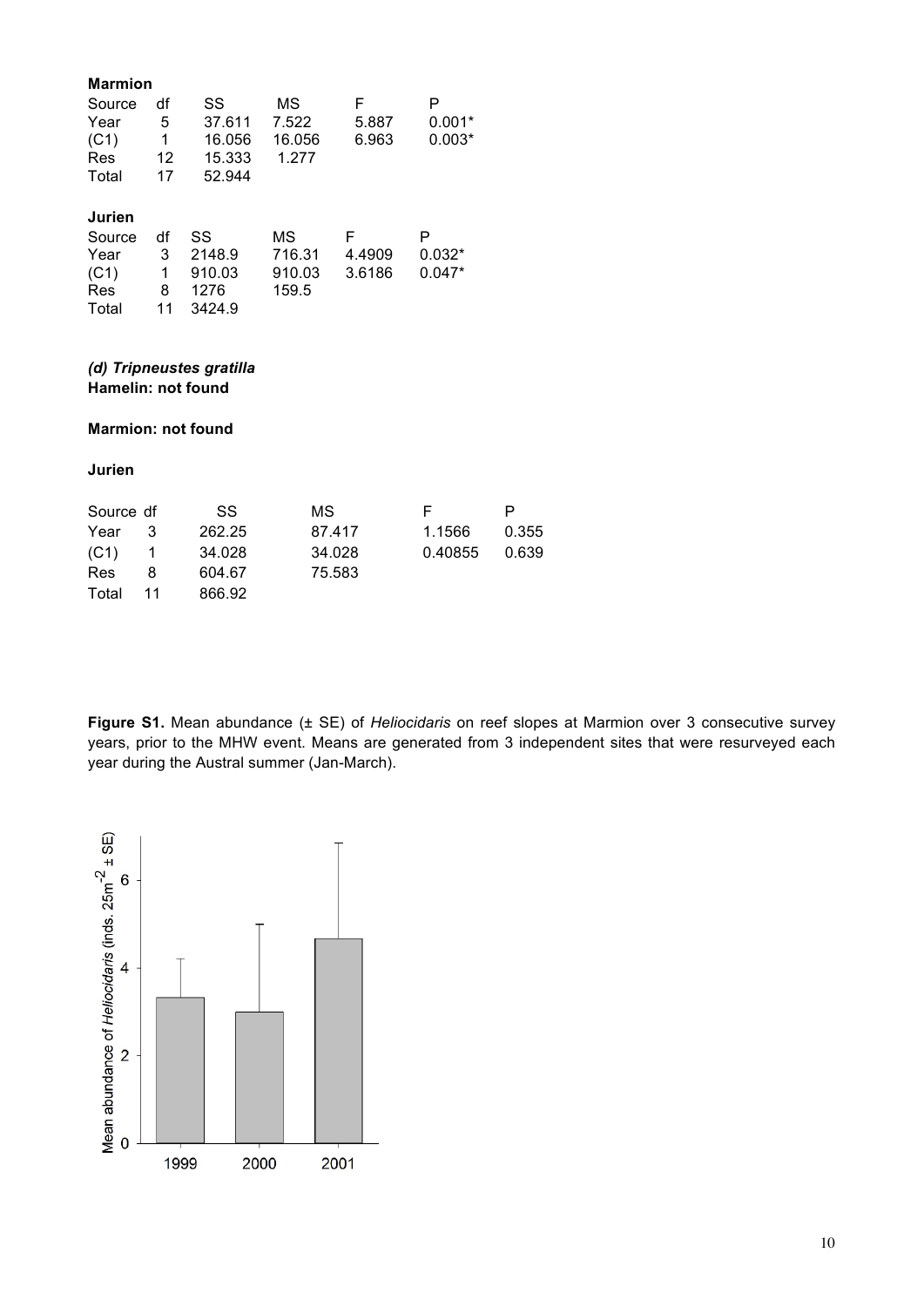**Marmion**

| Source | df | SS | MS | F | P |
|---|---|---|---|---|---|
| Year | 5 | 37.611 | 7.522 | 5.887 | 0.001* |
| (C1) | 1 | 16.056 | 16.056 | 6.963 | 0.003* |
| Res | 12 | 15.333 | 1.277 | | |
| Total | 17 | 52.944 | | | |

**Jurien**

| Source | df | SS | MS | F | P |
|---|---|---|---|---|---|
| Year | 3 | 2148.9 | 716.31 | 4.4909 | 0.032* |
| (C1) | 1 | 910.03 | 910.03 | 3.6186 | 0.047* |
| Res | 8 | 1276 | 159.5 | | |
| Total | 11 | 3424.9 | | | |

***(d) Tripneustes gratilla***

**Hamelin: not found**

**Marmion: not found**

**Jurien**

| Source | df | SS | MS | F | P |
|---|---|---|---|---|---|
| Year | 3 | 262.25 | 87.417 | 1.1566 | 0.355 |
| (C1) | 1 | 34.028 | 34.028 | 0.40855 | 0.639 |
| Res | 8 | 604.67 | 75.583 | | |
| Total | 11 | 866.92 | | | |

**Figure S1.** Mean abundance (± SE) of *Heliocidaris* on reef slopes at Marmion over 3 consecutive survey years, prior to the MHW event. Means are generated from 3 independent sites that were resurveyed each year during the Austral summer (Jan-March).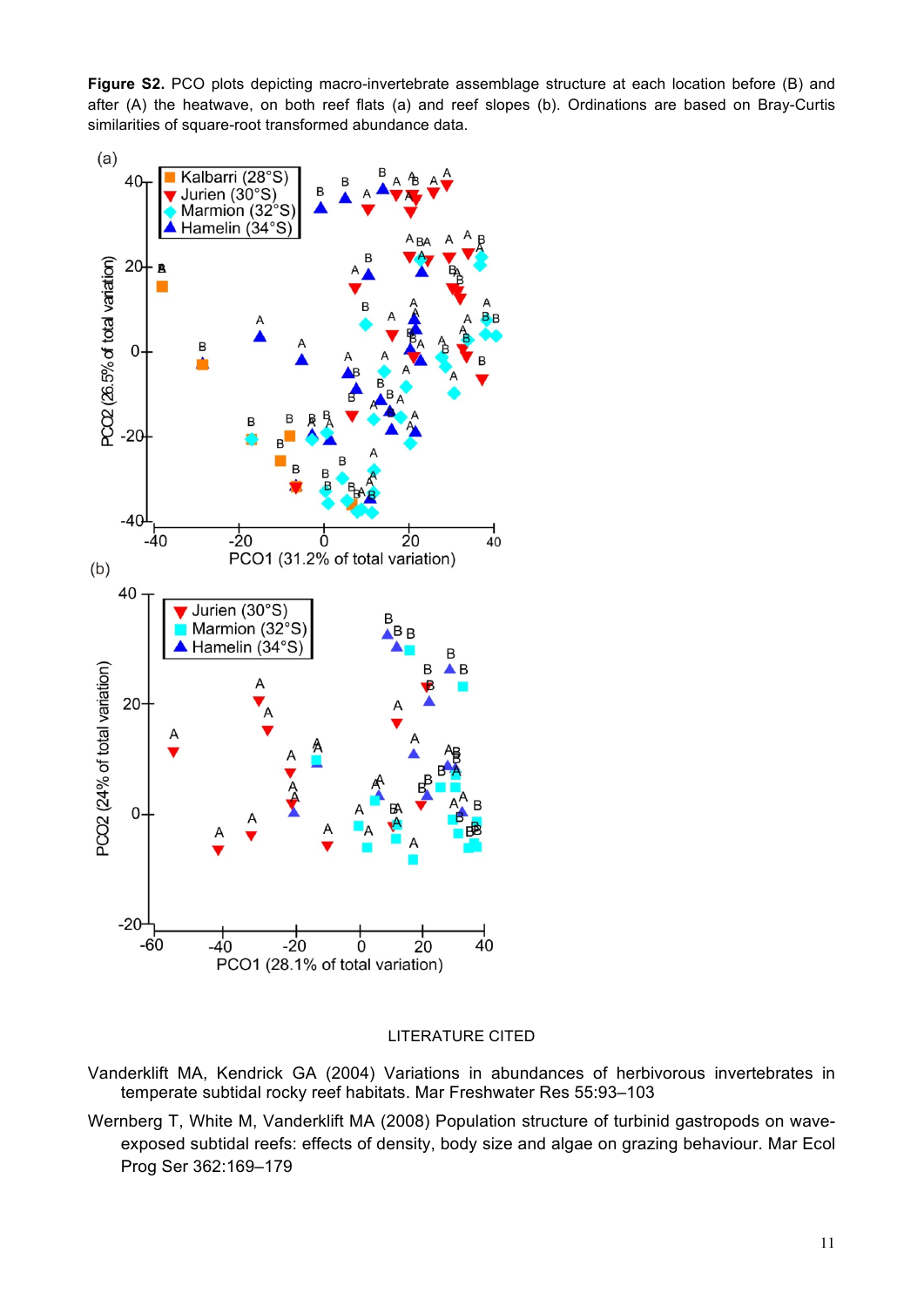**Figure S2.** PCO plots depicting macro-invertebrate assemblage structure at each location before (B) and after (A) the heatwave, on both reef flats (a) and reef slopes (b). Ordinations are based on Bray-Curtis similarities of square-root transformed abundance data.

(a)

Kalbarri (28°S)
Jurien (30°S)
Marmion (32°S)
Hamelin (34°S)

PCO2 (26.5% of total variation)

40
20
0
-20
-40

-40
-20
0
20
40

PCO1 (31.2% of total variation)

(b)

Jurien (30°S)
Marmion (32°S)
Hamelin (34°S)

PCO2 (24% of total variation)

40
20
0
-20

-60
-40
-20
0
20
40

PCO1 (28.1% of total variation)

LITERATURE CITED

Vanderklift MA, Kendrick GA (2004) Variations in abundances of herbivorous invertebrates in temperate subtidal rocky reef habitats. Mar Freshwater Res 55:93–103

Wernberg T, White M, Vanderklift MA (2008) Population structure of turbinid gastropods on wave-exposed subtidal reefs: effects of density, body size and algae on grazing behaviour. Mar Ecol Prog Ser 362:169–179